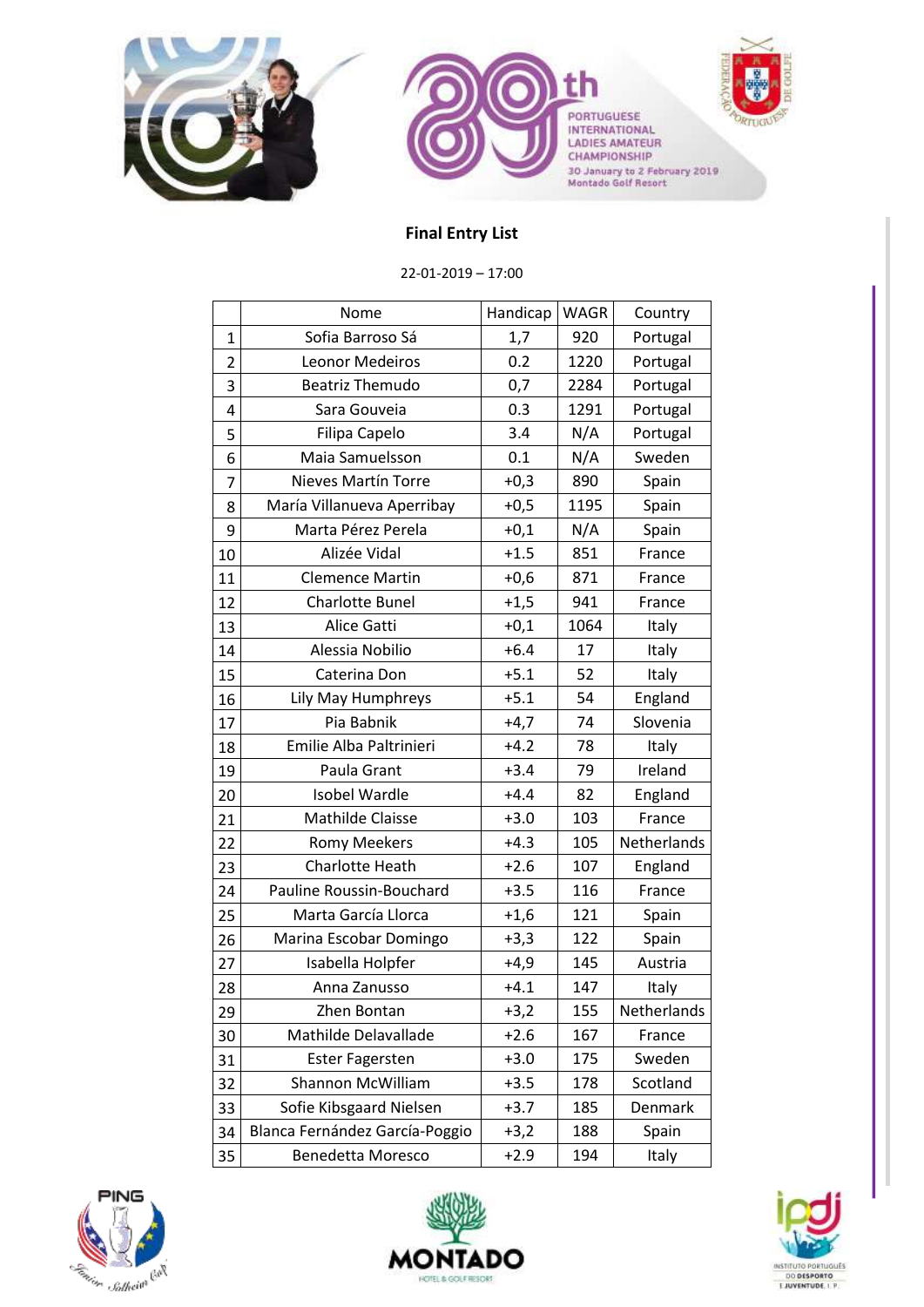89th PORTUGUESE INTERNATIONAL LADIES AMATEUR CHAMPIONSHIP

30 January to 2 February 2019
Montado Golf Resort

## Final Entry List

22-01-2019 – 17:00

| | Nome | Handicap | WAGR | Country |
|---|---|---|---|---|
| 1 | Sofia Barroso Sá | 1,7 | 920 | Portugal |
| 2 | Leonor Medeiros | 0.2 | 1220 | Portugal |
| 3 | Beatriz Themudo | 0,7 | 2284 | Portugal |
| 4 | Sara Gouveia | 0.3 | 1291 | Portugal |
| 5 | Filipa Capelo | 3.4 | N/A | Portugal |
| 6 | Maia Samuelsson | 0.1 | N/A | Sweden |
| 7 | Nieves Martín Torre | +0,3 | 890 | Spain |
| 8 | María Villanueva Aperribay | +0,5 | 1195 | Spain |
| 9 | Marta Pérez Perela | +0,1 | N/A | Spain |
| 10 | Alizée Vidal | +1.5 | 851 | France |
| 11 | Clemence Martin | +0,6 | 871 | France |
| 12 | Charlotte Bunel | +1,5 | 941 | France |
| 13 | Alice Gatti | +0,1 | 1064 | Italy |
| 14 | Alessia Nobilio | +6.4 | 17 | Italy |
| 15 | Caterina Don | +5.1 | 52 | Italy |
| 16 | Lily May Humphreys | +5.1 | 54 | England |
| 17 | Pia Babnik | +4,7 | 74 | Slovenia |
| 18 | Emilie Alba Paltrinieri | +4.2 | 78 | Italy |
| 19 | Paula Grant | +3.4 | 79 | Ireland |
| 20 | Isobel Wardle | +4.4 | 82 | England |
| 21 | Mathilde Claisse | +3.0 | 103 | France |
| 22 | Romy Meekers | +4.3 | 105 | Netherlands |
| 23 | Charlotte Heath | +2.6 | 107 | England |
| 24 | Pauline Roussin-Bouchard | +3.5 | 116 | France |
| 25 | Marta García Llorca | +1,6 | 121 | Spain |
| 26 | Marina Escobar Domingo | +3,3 | 122 | Spain |
| 27 | Isabella Holpfer | +4,9 | 145 | Austria |
| 28 | Anna Zanusso | +4.1 | 147 | Italy |
| 29 | Zhen Bontan | +3,2 | 155 | Netherlands |
| 30 | Mathilde Delavallade | +2.6 | 167 | France |
| 31 | Ester Fagersten | +3.0 | 175 | Sweden |
| 32 | Shannon McWilliam | +3.5 | 178 | Scotland |
| 33 | Sofie Kibsgaard Nielsen | +3.7 | 185 | Denmark |
| 34 | Blanca Fernández García-Poggio | +3,2 | 188 | Spain |
| 35 | Benedetta Moresco | +2.9 | 194 | Italy |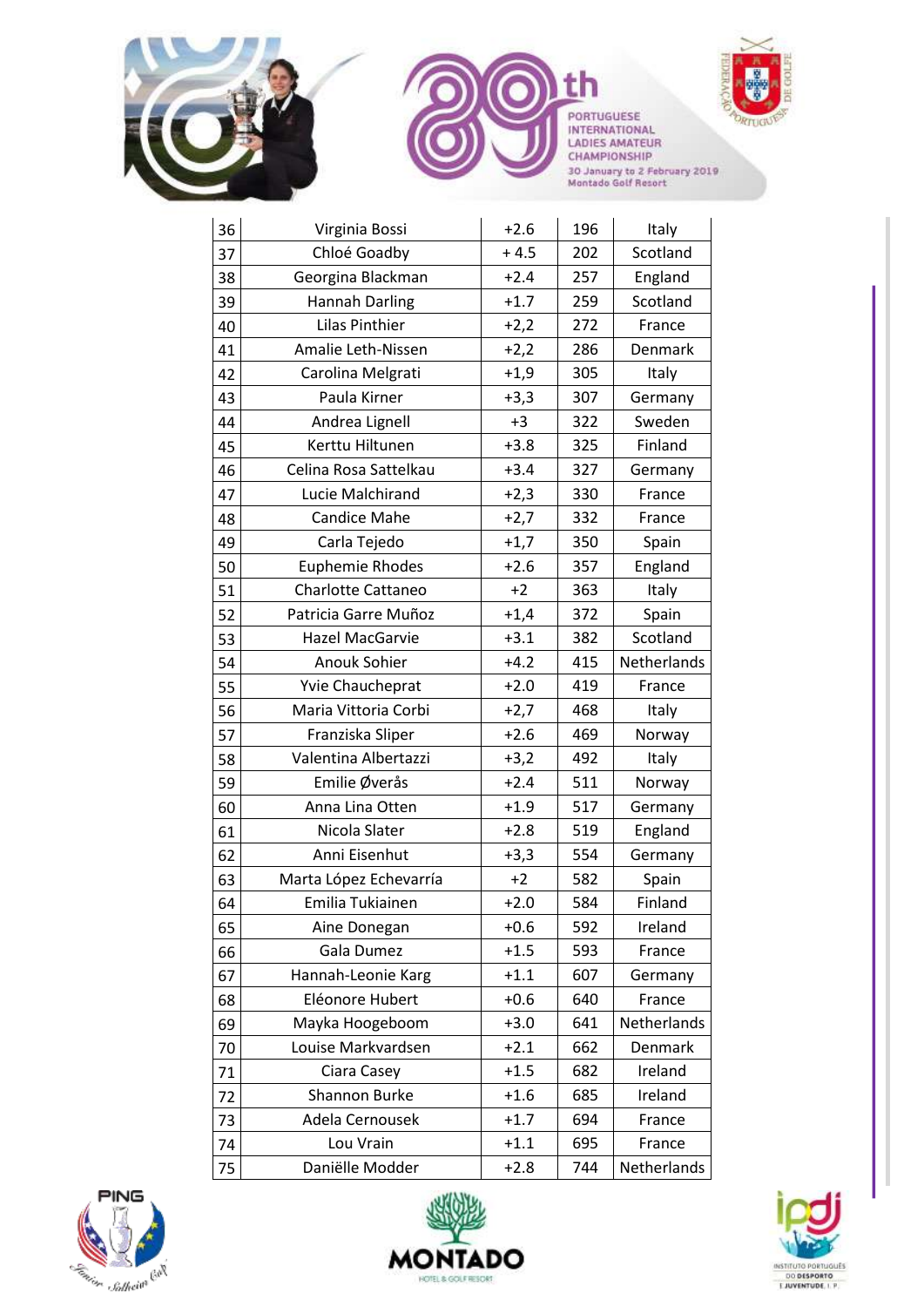| 36 | Virginia Bossi | +2.6 | 196 | Italy |
|---|---|---|---|---|
| 37 | Chloé Goadby | + 4.5 | 202 | Scotland |
| 38 | Georgina Blackman | +2.4 | 257 | England |
| 39 | Hannah Darling | +1.7 | 259 | Scotland |
| 40 | Lilas Pinthier | +2,2 | 272 | France |
| 41 | Amalie Leth-Nissen | +2,2 | 286 | Denmark |
| 42 | Carolina Melgrati | +1,9 | 305 | Italy |
| 43 | Paula Kirner | +3,3 | 307 | Germany |
| 44 | Andrea Lignell | +3 | 322 | Sweden |
| 45 | Kerttu Hiltunen | +3.8 | 325 | Finland |
| 46 | Celina Rosa Sattelkau | +3.4 | 327 | Germany |
| 47 | Lucie Malchirand | +2,3 | 330 | France |
| 48 | Candice Mahe | +2,7 | 332 | France |
| 49 | Carla Tejedo | +1,7 | 350 | Spain |
| 50 | Euphemie Rhodes | +2.6 | 357 | England |
| 51 | Charlotte Cattaneo | +2 | 363 | Italy |
| 52 | Patricia Garre Muñoz | +1,4 | 372 | Spain |
| 53 | Hazel MacGarvie | +3.1 | 382 | Scotland |
| 54 | Anouk Sohier | +4.2 | 415 | Netherlands |
| 55 | Yvie Chaucheprat | +2.0 | 419 | France |
| 56 | Maria Vittoria Corbi | +2,7 | 468 | Italy |
| 57 | Franziska Sliper | +2.6 | 469 | Norway |
| 58 | Valentina Albertazzi | +3,2 | 492 | Italy |
| 59 | Emilie Øverås | +2.4 | 511 | Norway |
| 60 | Anna Lina Otten | +1.9 | 517 | Germany |
| 61 | Nicola Slater | +2.8 | 519 | England |
| 62 | Anni Eisenhut | +3,3 | 554 | Germany |
| 63 | Marta López Echevarría | +2 | 582 | Spain |
| 64 | Emilia Tukiainen | +2.0 | 584 | Finland |
| 65 | Aine Donegan | +0.6 | 592 | Ireland |
| 66 | Gala Dumez | +1.5 | 593 | France |
| 67 | Hannah-Leonie Karg | +1.1 | 607 | Germany |
| 68 | Eléonore Hubert | +0.6 | 640 | France |
| 69 | Mayka Hoogeboom | +3.0 | 641 | Netherlands |
| 70 | Louise Markvardsen | +2.1 | 662 | Denmark |
| 71 | Ciara Casey | +1.5 | 682 | Ireland |
| 72 | Shannon Burke | +1.6 | 685 | Ireland |
| 73 | Adela Cernousek | +1.7 | 694 | France |
| 74 | Lou Vrain | +1.1 | 695 | France |
| 75 | Daniëlle Modder | +2.8 | 744 | Netherlands |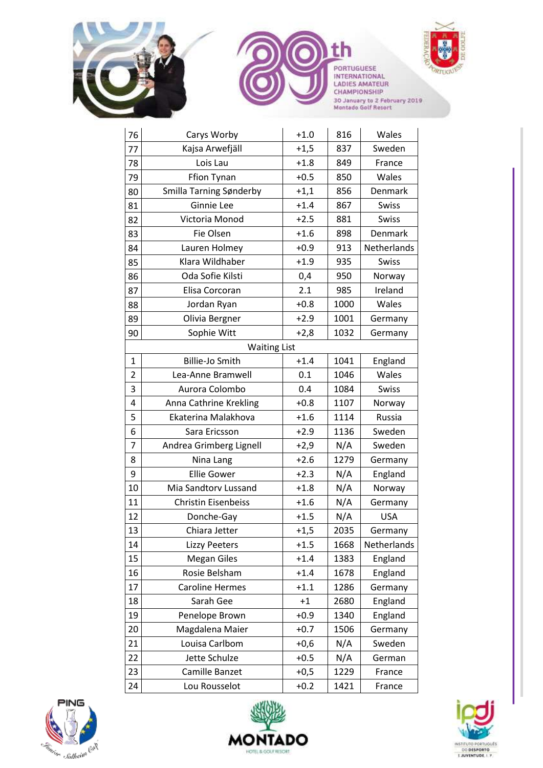| 76 | Carys Worby | +1.0 | 816 | Wales |
|---|---|---|---|---|
| 77 | Kajsa Arwefjäll | +1,5 | 837 | Sweden |
| 78 | Lois Lau | +1.8 | 849 | France |
| 79 | Ffion Tynan | +0.5 | 850 | Wales |
| 80 | Smilla Tarning Sønderby | +1,1 | 856 | Denmark |
| 81 | Ginnie Lee | +1.4 | 867 | Swiss |
| 82 | Victoria Monod | +2.5 | 881 | Swiss |
| 83 | Fie Olsen | +1.6 | 898 | Denmark |
| 84 | Lauren Holmey | +0.9 | 913 | Netherlands |
| 85 | Klara Wildhaber | +1.9 | 935 | Swiss |
| 86 | Oda Sofie Kilsti | 0,4 | 950 | Norway |
| 87 | Elisa Corcoran | 2.1 | 985 | Ireland |
| 88 | Jordan Ryan | +0.8 | 1000 | Wales |
| 89 | Olivia Bergner | +2.9 | 1001 | Germany |
| 90 | Sophie Witt | +2,8 | 1032 | Germany |
| | Waiting List | | | |
| 1 | Billie-Jo Smith | +1.4 | 1041 | England |
| 2 | Lea-Anne Bramwell | 0.1 | 1046 | Wales |
| 3 | Aurora Colombo | 0.4 | 1084 | Swiss |
| 4 | Anna Cathrine Krekling | +0.8 | 1107 | Norway |
| 5 | Ekaterina Malakhova | +1.6 | 1114 | Russia |
| 6 | Sara Ericsson | +2.9 | 1136 | Sweden |
| 7 | Andrea Grimberg Lignell | +2,9 | N/A | Sweden |
| 8 | Nina Lang | +2.6 | 1279 | Germany |
| 9 | Ellie Gower | +2.3 | N/A | England |
| 10 | Mia Sandtorv Lussand | +1.8 | N/A | Norway |
| 11 | Christin Eisenbeiss | +1.6 | N/A | Germany |
| 12 | Donche-Gay | +1.5 | N/A | USA |
| 13 | Chiara Jetter | +1,5 | 2035 | Germany |
| 14 | Lizzy Peeters | +1.5 | 1668 | Netherlands |
| 15 | Megan Giles | +1.4 | 1383 | England |
| 16 | Rosie Belsham | +1.4 | 1678 | England |
| 17 | Caroline Hermes | +1.1 | 1286 | Germany |
| 18 | Sarah Gee | +1 | 2680 | England |
| 19 | Penelope Brown | +0.9 | 1340 | England |
| 20 | Magdalena Maier | +0.7 | 1506 | Germany |
| 21 | Louisa Carlbom | +0,6 | N/A | Sweden |
| 22 | Jette Schulze | +0.5 | N/A | German |
| 23 | Camille Banzet | +0,5 | 1229 | France |
| 24 | Lou Rousselot | +0.2 | 1421 | France |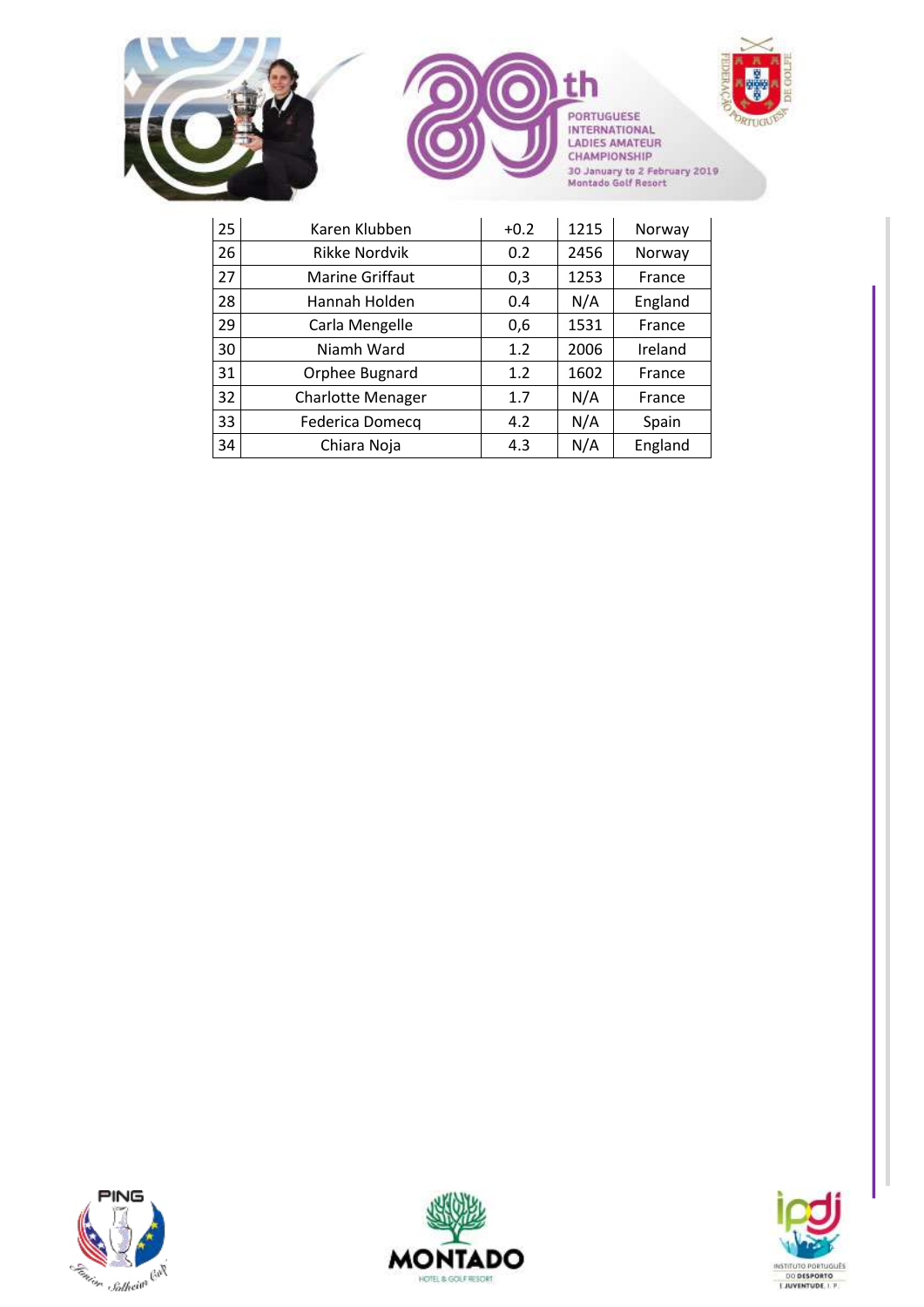| | | | | |
|---|---|---|---|---|
| 25 | Karen Klubben | +0.2 | 1215 | Norway |
| 26 | Rikke Nordvik | 0.2 | 2456 | Norway |
| 27 | Marine Griffaut | 0,3 | 1253 | France |
| 28 | Hannah Holden | 0.4 | N/A | England |
| 29 | Carla Mengelle | 0,6 | 1531 | France |
| 30 | Niamh Ward | 1.2 | 2006 | Ireland |
| 31 | Orphee Bugnard | 1.2 | 1602 | France |
| 32 | Charlotte Menager | 1.7 | N/A | France |
| 33 | Federica Domecq | 4.2 | N/A | Spain |
| 34 | Chiara Noja | 4.3 | N/A | England |